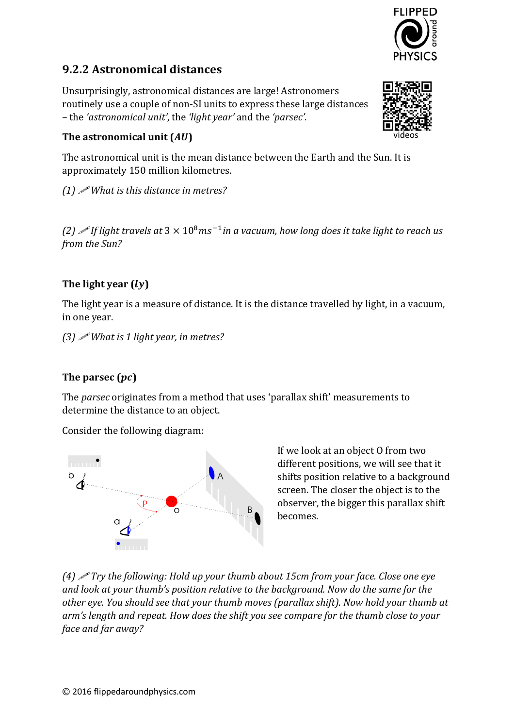## 9.2.2 Astronomical distances

Unsurprisingly, astronomical distances are large! Astronomers routinely use a couple of non-SI units to express these large distances – the *'astronomical unit'*, the *'light year'* and the *'parsec'*.

videos

### The astronomical unit ($AU$)

The astronomical unit is the mean distance between the Earth and the Sun. It is approximately 150 million kilometres.

*(1) What is this distance in metres?*

*(2) If light travels at* $3 \times 10^8 ms^{-1}$ *in a vacuum, how long does it take light to reach us from the Sun?*

### The light year ($ly$)

The light year is a measure of distance. It is the distance travelled by light, in a vacuum, in one year.

*(3) What is 1 light year, in metres?*

### The parsec ($pc$)

The *parsec* originates from a method that uses 'parallax shift' measurements to determine the distance to an object.

Consider the following diagram:

b
a
P
O
A
B

If we look at an object O from two different positions, we will see that it shifts position relative to a background screen. The closer the object is to the observer, the bigger this parallax shift becomes.

*(4) Try the following: Hold up your thumb about 15cm from your face. Close one eye and look at your thumb's position relative to the background. Now do the same for the other eye. You should see that your thumb moves (parallax shift). Now hold your thumb at arm's length and repeat. How does the shift you see compare for the thumb close to your face and far away?*

© 2016 flippedaroundphysics.com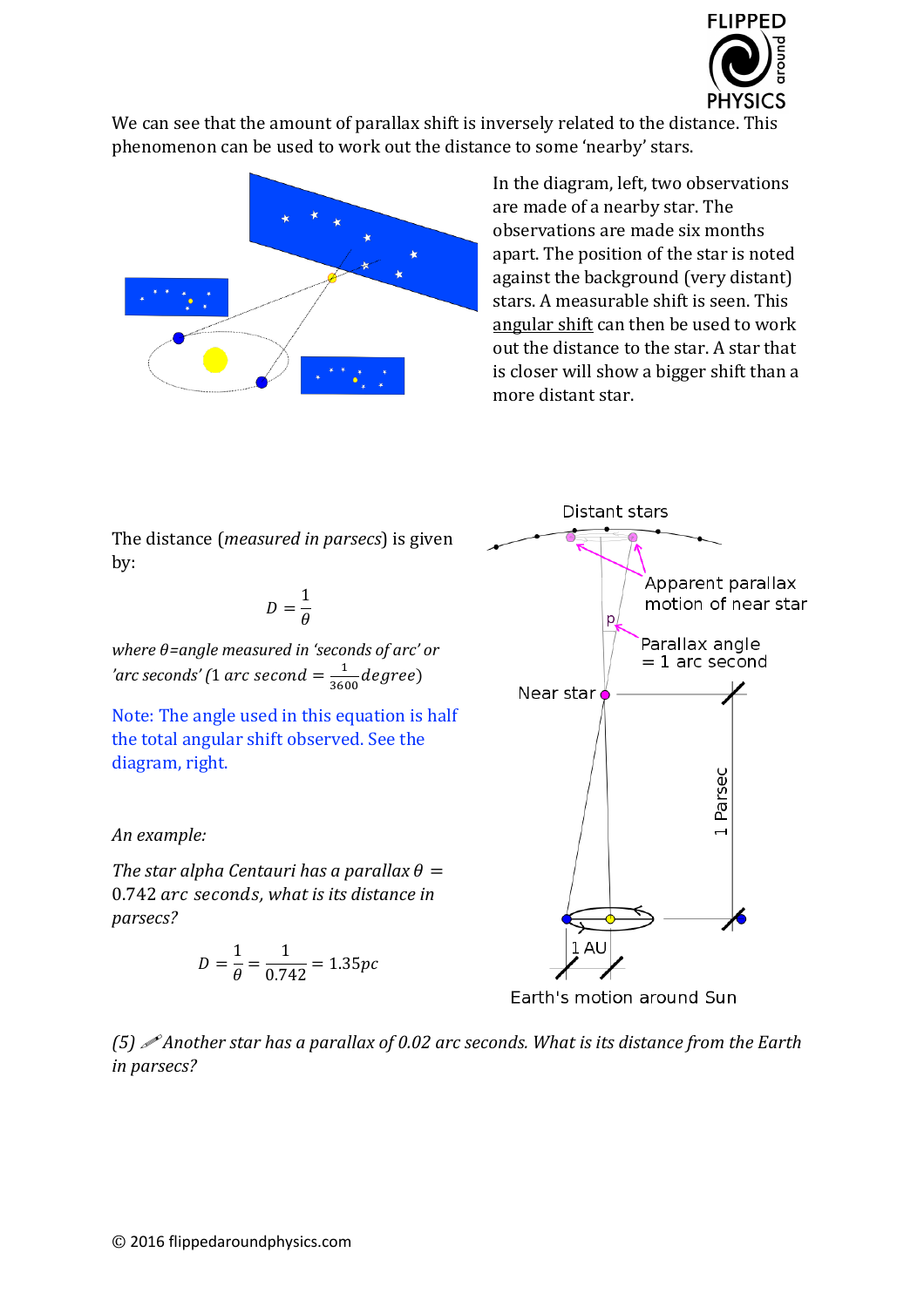We can see that the amount of parallax shift is inversely related to the distance. This phenomenon can be used to work out the distance to some 'nearby' stars.

In the diagram, left, two observations are made of a nearby star. The observations are made six months apart. The position of the star is noted against the background (very distant) stars. A measurable shift is seen. This angular shift can then be used to work out the distance to the star. A star that is closer will show a bigger shift than a more distant star.

The distance (*measured in parsecs*) is given by:

$$D = \frac{1}{\theta}$$

*where $\theta$=angle measured in 'seconds of arc' or 'arc seconds' ($1\ arc\ second = \frac{1}{3600} degree$)*

Note: The angle used in this equation is half the total angular shift observed. See the diagram, right.

Distant stars

Apparent parallax motion of near star

p

Parallax angle = 1 arc second

Near star

1 Parsec

1 AU

Earth's motion around Sun

*An example:*

*The star alpha Centauri has a parallax $\theta = 0.742\ arc\ seconds$, what is its distance in parsecs?*

$$D = \frac{1}{\theta} = \frac{1}{0.742} = 1.35pc$$

*(5) Another star has a parallax of 0.02 arc seconds. What is its distance from the Earth in parsecs?*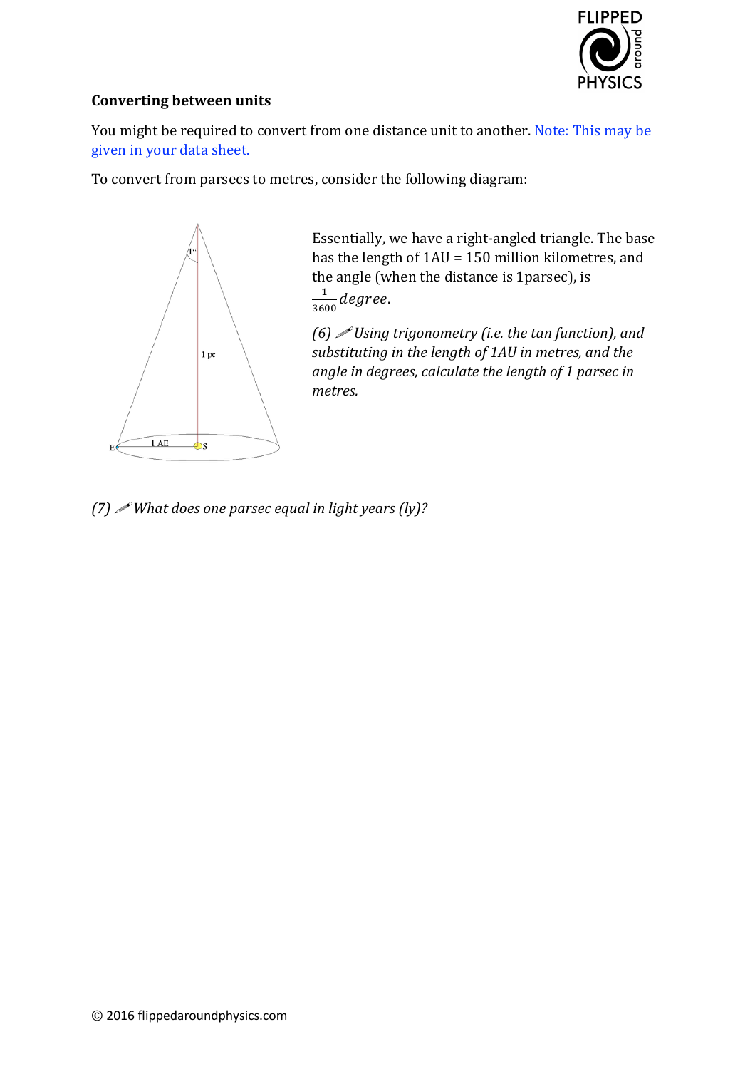**Converting between units**

You might be required to convert from one distance unit to another. Note: This may be given in your data sheet.

To convert from parsecs to metres, consider the following diagram:

1"

1 pc

E

1 AE

S

Essentially, we have a right-angled triangle. The base has the length of 1AU = 150 million kilometres, and the angle (when the distance is 1parsec), is $\frac{1}{3600} degree$.

*(6) Using trigonometry (i.e. the tan function), and substituting in the length of 1AU in metres, and the angle in degrees, calculate the length of 1 parsec in metres.*

*(7) What does one parsec equal in light years (ly)?*